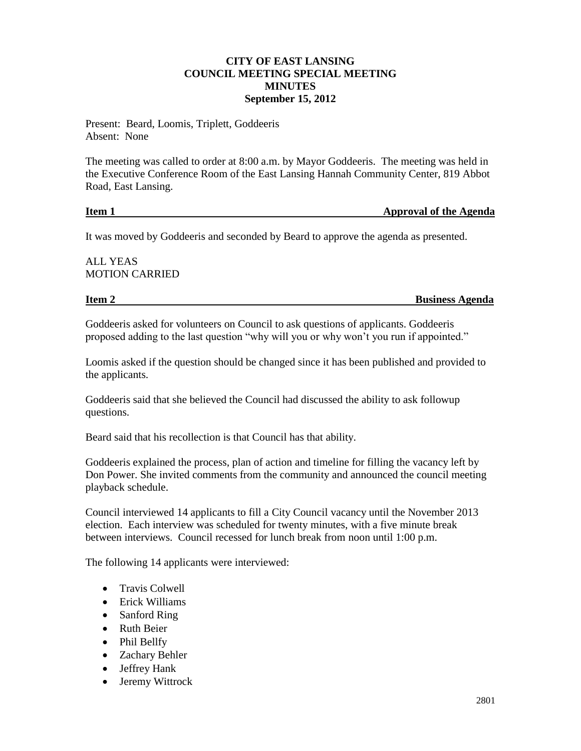**CITY OF EAST LANSING**
**COUNCIL MEETING SPECIAL MEETING**
**MINUTES**
**September 15, 2012**

Present: Beard, Loomis, Triplett, Goddeeris
Absent: None

The meeting was called to order at 8:00 a.m. by Mayor Goddeeris. The meeting was held in the Executive Conference Room of the East Lansing Hannah Community Center, 819 Abbot Road, East Lansing.

**Item 1 — Approval of the Agenda**

It was moved by Goddeeris and seconded by Beard to approve the agenda as presented.

ALL YEAS
MOTION CARRIED

**Item 2 — Business Agenda**

Goddeeris asked for volunteers on Council to ask questions of applicants. Goddeeris proposed adding to the last question "why will you or why won't you run if appointed."

Loomis asked if the question should be changed since it has been published and provided to the applicants.

Goddeeris said that she believed the Council had discussed the ability to ask followup questions.

Beard said that his recollection is that Council has that ability.

Goddeeris explained the process, plan of action and timeline for filling the vacancy left by Don Power. She invited comments from the community and announced the council meeting playback schedule.

Council interviewed 14 applicants to fill a City Council vacancy until the November 2013 election. Each interview was scheduled for twenty minutes, with a five minute break between interviews. Council recessed for lunch break from noon until 1:00 p.m.

The following 14 applicants were interviewed:

- Travis Colwell
- Erick Williams
- Sanford Ring
- Ruth Beier
- Phil Bellfy
- Zachary Behler
- Jeffrey Hank
- Jeremy Wittrock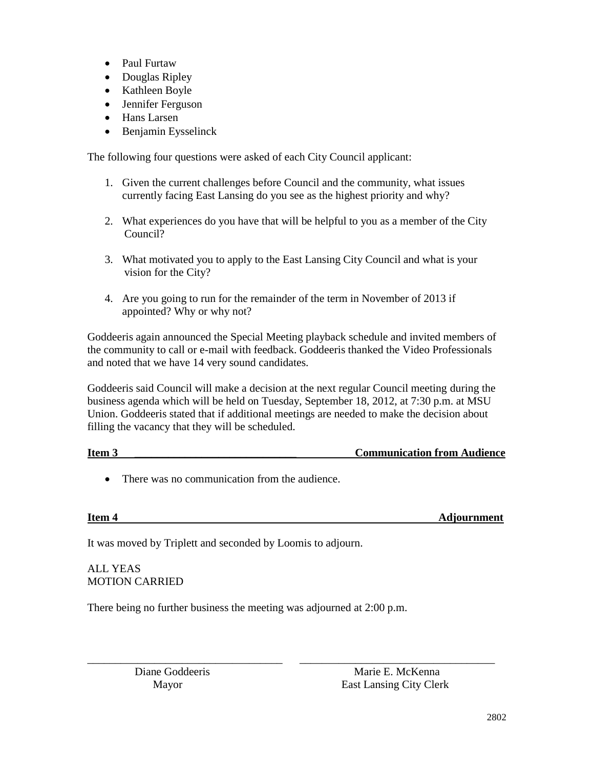- Paul Furtaw
- Douglas Ripley
- Kathleen Boyle
- Jennifer Ferguson
- Hans Larsen
- Benjamin Eysselinck

The following four questions were asked of each City Council applicant:

1. Given the current challenges before Council and the community, what issues currently facing East Lansing do you see as the highest priority and why?

2. What experiences do you have that will be helpful to you as a member of the City Council?

3. What motivated you to apply to the East Lansing City Council and what is your vision for the City?

4. Are you going to run for the remainder of the term in November of 2013 if appointed? Why or why not?

Goddeeris again announced the Special Meeting playback schedule and invited members of the community to call or e-mail with feedback. Goddeeris thanked the Video Professionals and noted that we have 14 very sound candidates.

Goddeeris said Council will make a decision at the next regular Council meeting during the business agenda which will be held on Tuesday, September 18, 2012, at 7:30 p.m. at MSU Union. Goddeeris stated that if additional meetings are needed to make the decision about filling the vacancy that they will be scheduled.

**Item 3 — Communication from Audience**

- There was no communication from the audience.

**Item 4 — Adjournment**

It was moved by Triplett and seconded by Loomis to adjourn.

ALL YEAS
MOTION CARRIED

There being no further business the meeting was adjourned at 2:00 p.m.

\_\_\_\_\_\_\_\_\_\_\_\_\_\_\_\_\_\_\_\_\_\_\_\_\_\_\_\_\_\_\_\_\_\_\_
Diane Goddeeris
Mayor

\_\_\_\_\_\_\_\_\_\_\_\_\_\_\_\_\_\_\_\_\_\_\_\_\_\_\_\_\_\_\_\_\_\_\_
Marie E. McKenna
East Lansing City Clerk